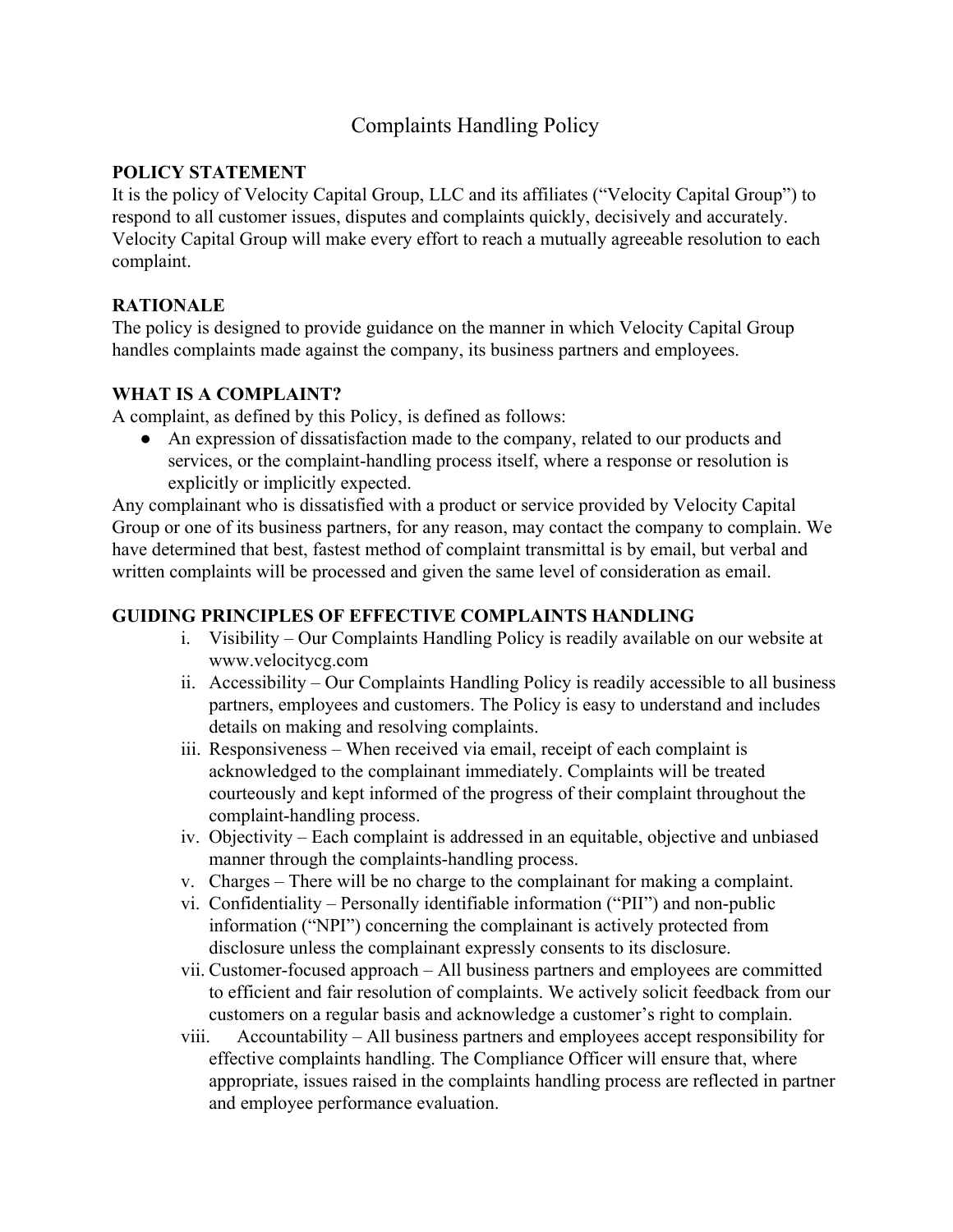# Complaints Handling Policy

**POLICY STATEMENT**

It is the policy of Velocity Capital Group, LLC and its affiliates ("Velocity Capital Group") to respond to all customer issues, disputes and complaints quickly, decisively and accurately. Velocity Capital Group will make every effort to reach a mutually agreeable resolution to each complaint.

**RATIONALE**

The policy is designed to provide guidance on the manner in which Velocity Capital Group handles complaints made against the company, its business partners and employees.

**WHAT IS A COMPLAINT?**

A complaint, as defined by this Policy, is defined as follows:

- An expression of dissatisfaction made to the company, related to our products and services, or the complaint-handling process itself, where a response or resolution is explicitly or implicitly expected.

Any complainant who is dissatisfied with a product or service provided by Velocity Capital Group or one of its business partners, for any reason, may contact the company to complain. We have determined that best, fastest method of complaint transmittal is by email, but verbal and written complaints will be processed and given the same level of consideration as email.

**GUIDING PRINCIPLES OF EFFECTIVE COMPLAINTS HANDLING**

i. Visibility – Our Complaints Handling Policy is readily available on our website at www.velocitycg.com

ii. Accessibility – Our Complaints Handling Policy is readily accessible to all business partners, employees and customers. The Policy is easy to understand and includes details on making and resolving complaints.

iii. Responsiveness – When received via email, receipt of each complaint is acknowledged to the complainant immediately. Complaints will be treated courteously and kept informed of the progress of their complaint throughout the complaint-handling process.

iv. Objectivity – Each complaint is addressed in an equitable, objective and unbiased manner through the complaints-handling process.

v. Charges – There will be no charge to the complainant for making a complaint.

vi. Confidentiality – Personally identifiable information ("PII") and non-public information ("NPI") concerning the complainant is actively protected from disclosure unless the complainant expressly consents to its disclosure.

vii. Customer-focused approach – All business partners and employees are committed to efficient and fair resolution of complaints. We actively solicit feedback from our customers on a regular basis and acknowledge a customer's right to complain.

viii. Accountability – All business partners and employees accept responsibility for effective complaints handling. The Compliance Officer will ensure that, where appropriate, issues raised in the complaints handling process are reflected in partner and employee performance evaluation.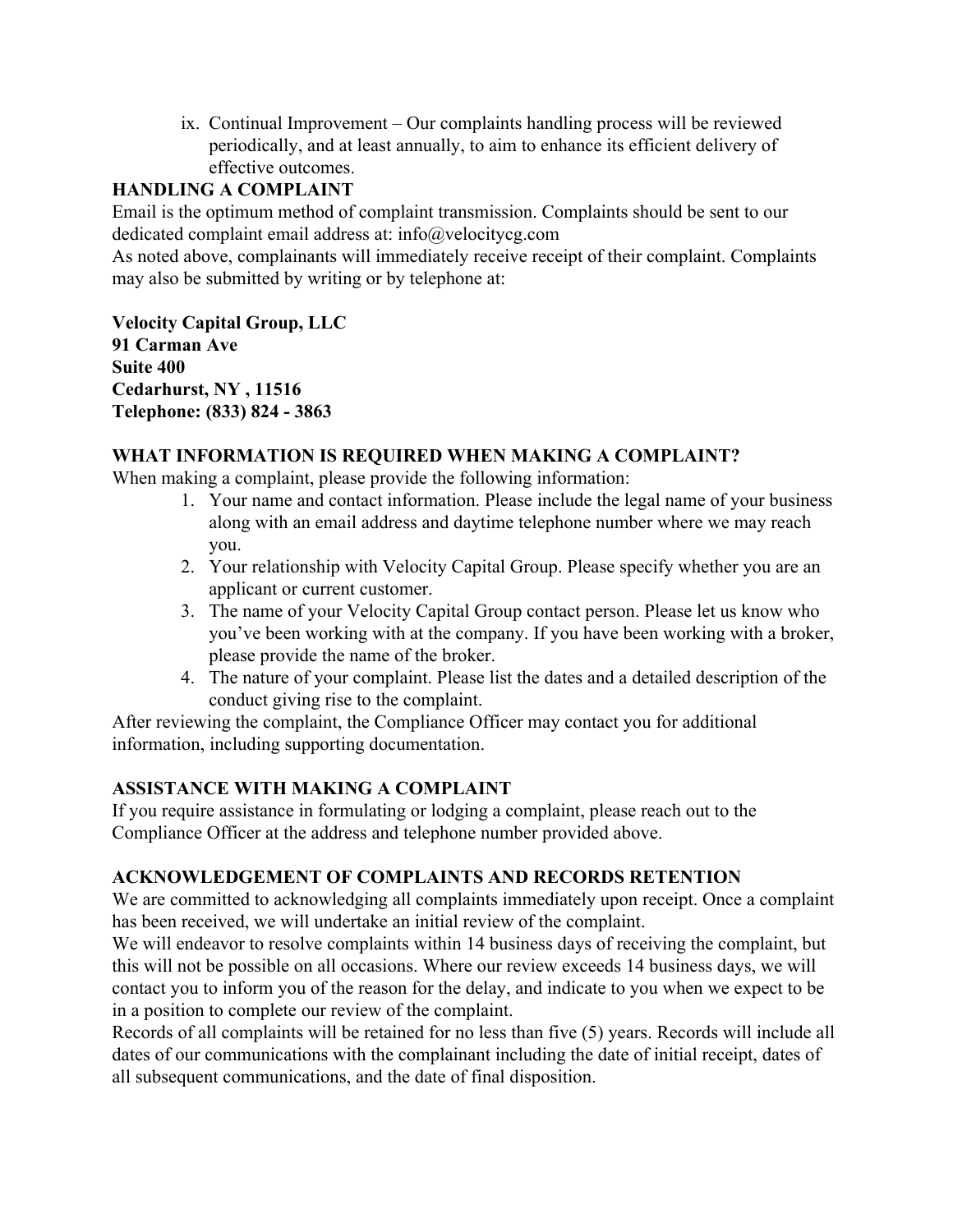ix. Continual Improvement – Our complaints handling process will be reviewed periodically, and at least annually, to aim to enhance its efficient delivery of effective outcomes.

## HANDLING A COMPLAINT

Email is the optimum method of complaint transmission. Complaints should be sent to our dedicated complaint email address at: info@velocitycg.com

As noted above, complainants will immediately receive receipt of their complaint. Complaints may also be submitted by writing or by telephone at:

**Velocity Capital Group, LLC**
**91 Carman Ave**
**Suite 400**
**Cedarhurst, NY , 11516**
**Telephone: (833) 824 - 3863**

## WHAT INFORMATION IS REQUIRED WHEN MAKING A COMPLAINT?

When making a complaint, please provide the following information:

1. Your name and contact information. Please include the legal name of your business along with an email address and daytime telephone number where we may reach you.
2. Your relationship with Velocity Capital Group. Please specify whether you are an applicant or current customer.
3. The name of your Velocity Capital Group contact person. Please let us know who you've been working with at the company. If you have been working with a broker, please provide the name of the broker.
4. The nature of your complaint. Please list the dates and a detailed description of the conduct giving rise to the complaint.

After reviewing the complaint, the Compliance Officer may contact you for additional information, including supporting documentation.

## ASSISTANCE WITH MAKING A COMPLAINT

If you require assistance in formulating or lodging a complaint, please reach out to the Compliance Officer at the address and telephone number provided above.

## ACKNOWLEDGEMENT OF COMPLAINTS AND RECORDS RETENTION

We are committed to acknowledging all complaints immediately upon receipt. Once a complaint has been received, we will undertake an initial review of the complaint.

We will endeavor to resolve complaints within 14 business days of receiving the complaint, but this will not be possible on all occasions. Where our review exceeds 14 business days, we will contact you to inform you of the reason for the delay, and indicate to you when we expect to be in a position to complete our review of the complaint.

Records of all complaints will be retained for no less than five (5) years. Records will include all dates of our communications with the complainant including the date of initial receipt, dates of all subsequent communications, and the date of final disposition.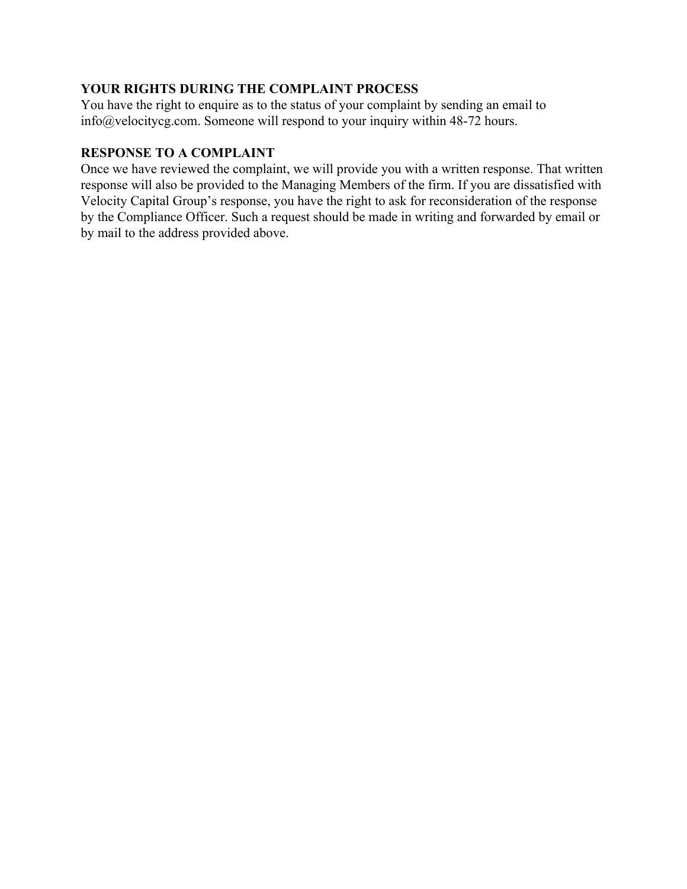**YOUR RIGHTS DURING THE COMPLAINT PROCESS**
You have the right to enquire as to the status of your complaint by sending an email to info@velocitycg.com. Someone will respond to your inquiry within 48-72 hours.

**RESPONSE TO A COMPLAINT**
Once we have reviewed the complaint, we will provide you with a written response. That written response will also be provided to the Managing Members of the firm. If you are dissatisfied with Velocity Capital Group's response, you have the right to ask for reconsideration of the response by the Compliance Officer. Such a request should be made in writing and forwarded by email or by mail to the address provided above.